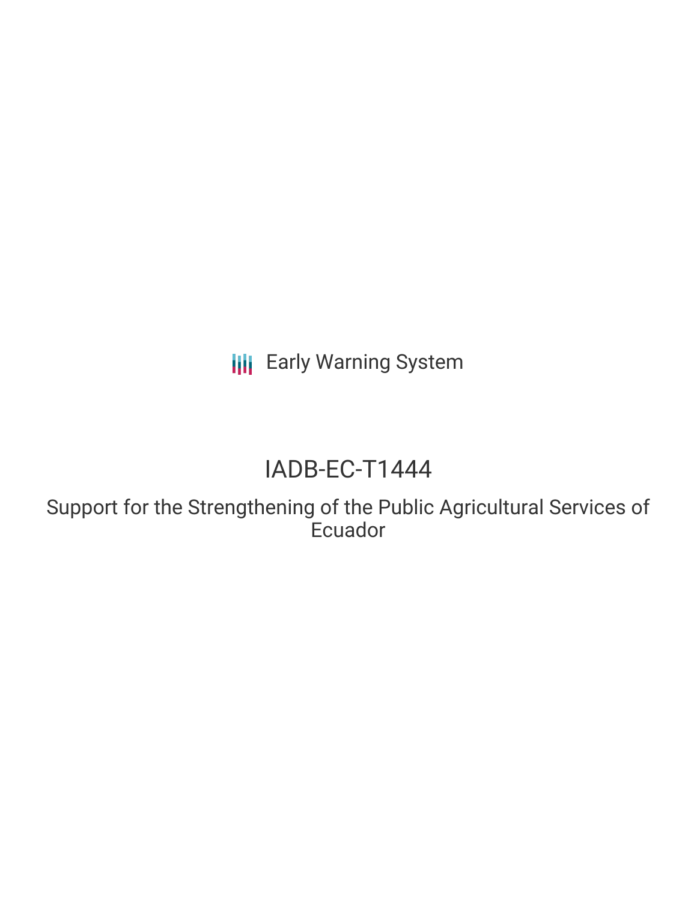Early Warning System

# IADB-EC-T1444

## Support for the Strengthening of the Public Agricultural Services of Ecuador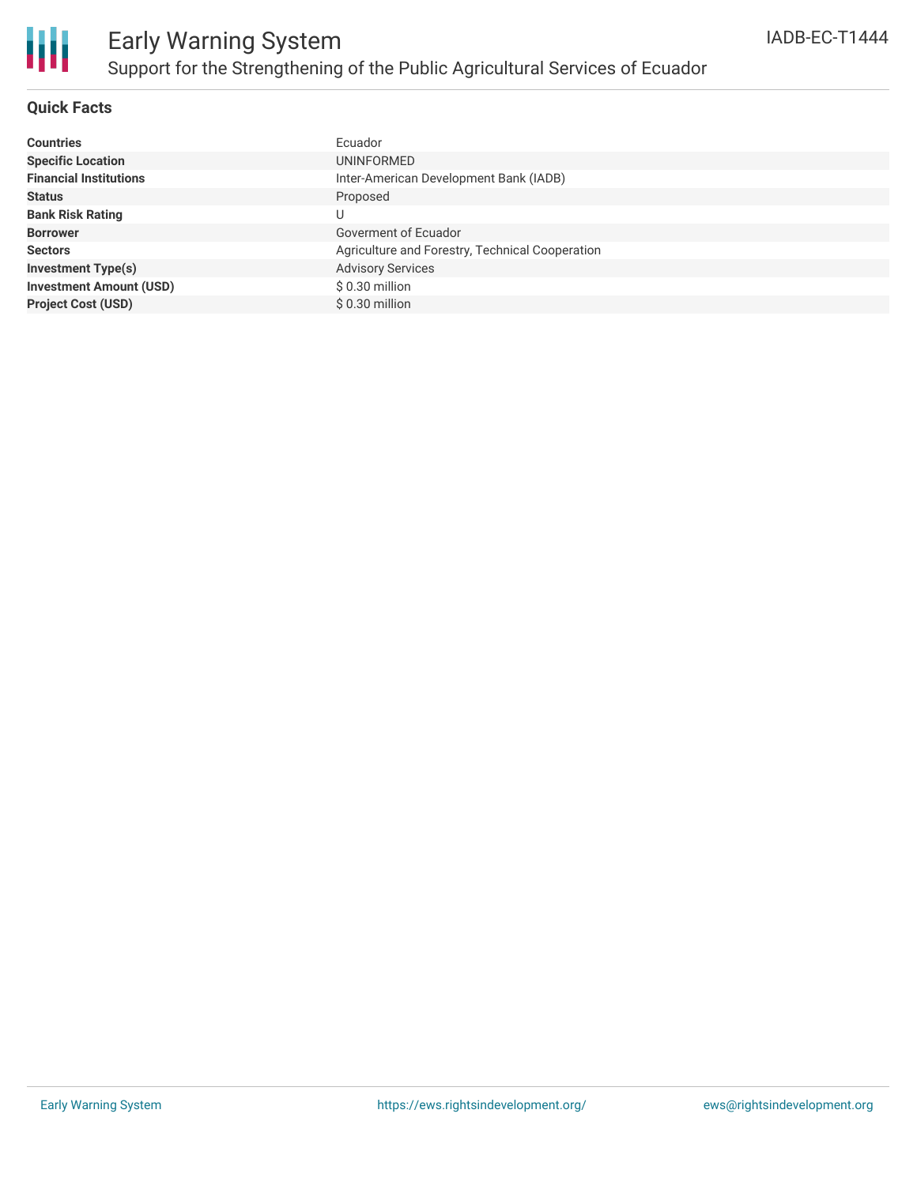# Early Warning System

## Support for the Strengthening of the Public Agricultural Services of Ecuador

IADB-EC-T1444

### Quick Facts

| | |
|---|---|
| **Countries** | Ecuador |
| **Specific Location** | UNINFORMED |
| **Financial Institutions** | Inter-American Development Bank (IADB) |
| **Status** | Proposed |
| **Bank Risk Rating** | U |
| **Borrower** | Goverment of Ecuador |
| **Sectors** | Agriculture and Forestry, Technical Cooperation |
| **Investment Type(s)** | Advisory Services |
| **Investment Amount (USD)** | $ 0.30 million |
| **Project Cost (USD)** | $ 0.30 million |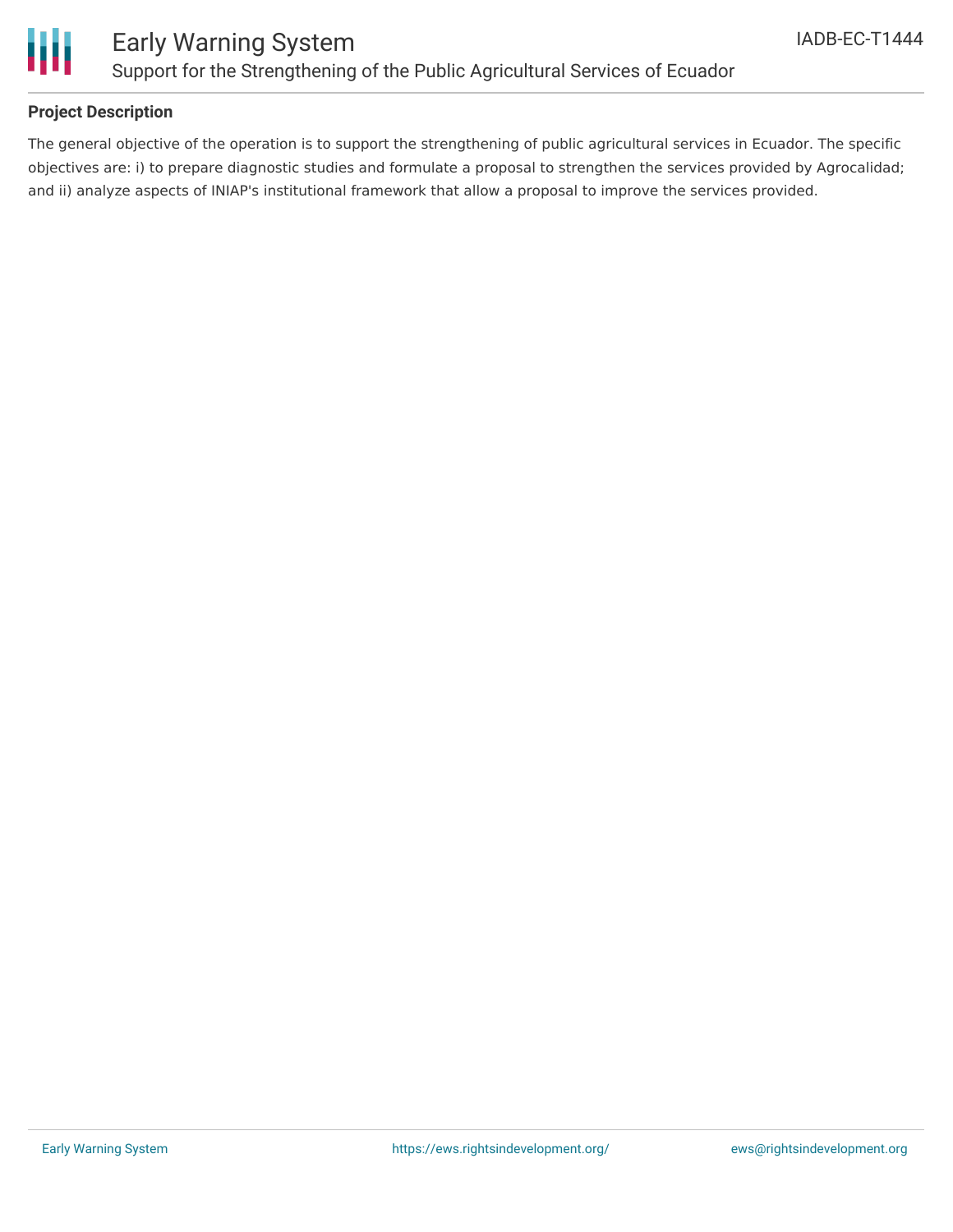**Project Description**

The general objective of the operation is to support the strengthening of public agricultural services in Ecuador. The specific objectives are: i) to prepare diagnostic studies and formulate a proposal to strengthen the services provided by Agrocalidad; and ii) analyze aspects of INIAP's institutional framework that allow a proposal to improve the services provided.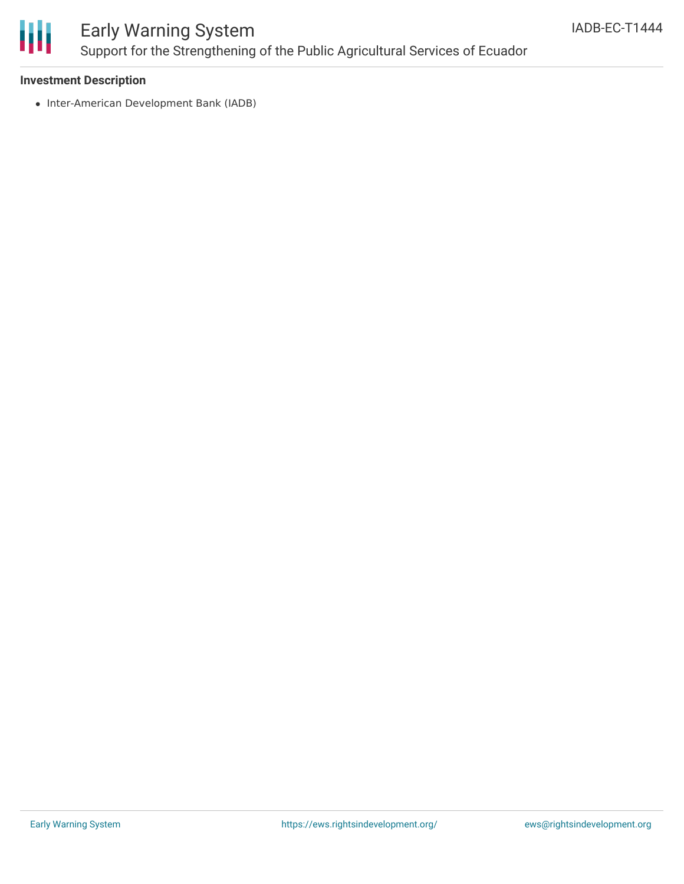**Investment Description**

- Inter-American Development Bank (IADB)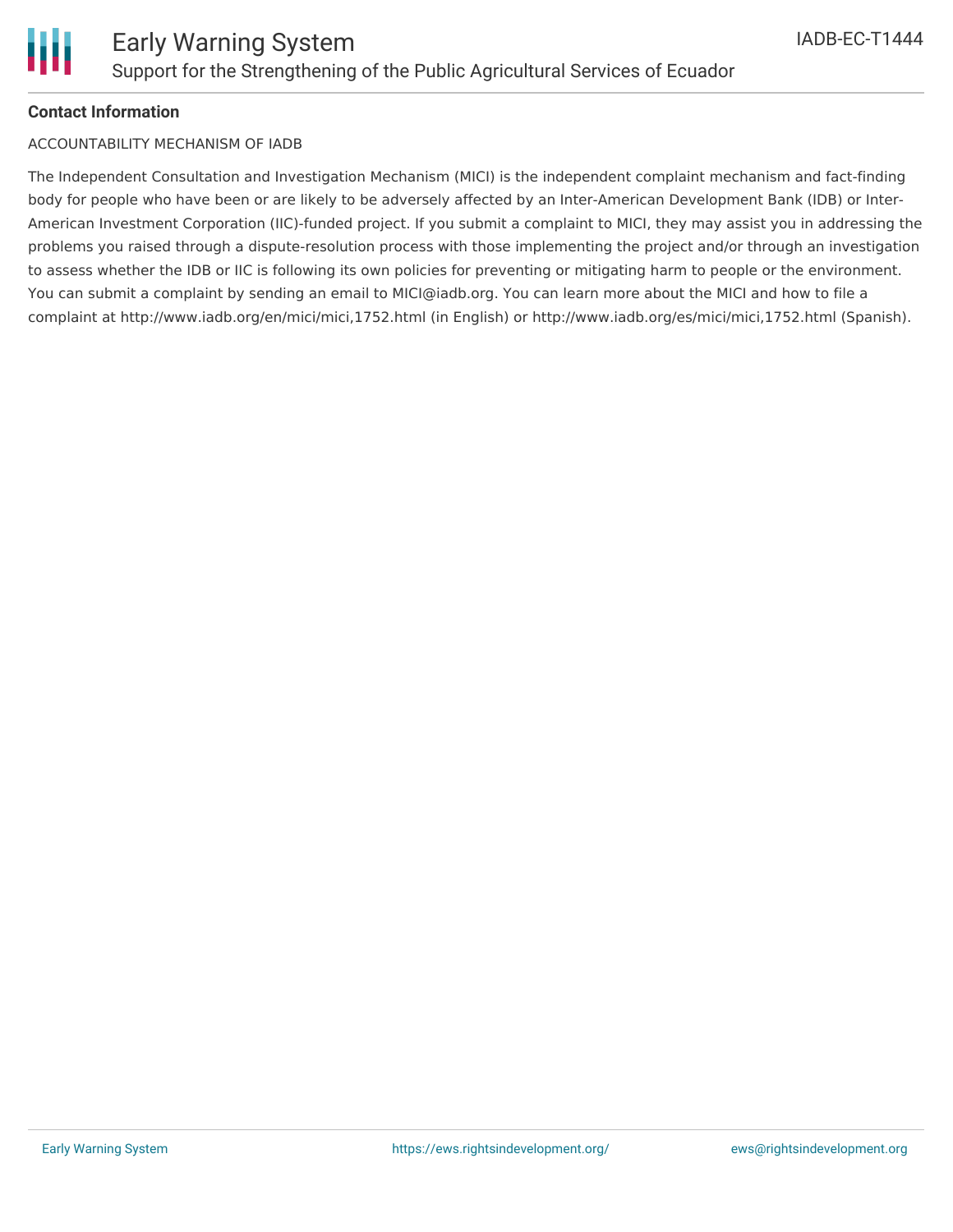**Contact Information**

ACCOUNTABILITY MECHANISM OF IADB

The Independent Consultation and Investigation Mechanism (MICI) is the independent complaint mechanism and fact-finding body for people who have been or are likely to be adversely affected by an Inter-American Development Bank (IDB) or Inter-American Investment Corporation (IIC)-funded project. If you submit a complaint to MICI, they may assist you in addressing the problems you raised through a dispute-resolution process with those implementing the project and/or through an investigation to assess whether the IDB or IIC is following its own policies for preventing or mitigating harm to people or the environment. You can submit a complaint by sending an email to MICI@iadb.org. You can learn more about the MICI and how to file a complaint at http://www.iadb.org/en/mici/mici,1752.html (in English) or http://www.iadb.org/es/mici/mici,1752.html (Spanish).